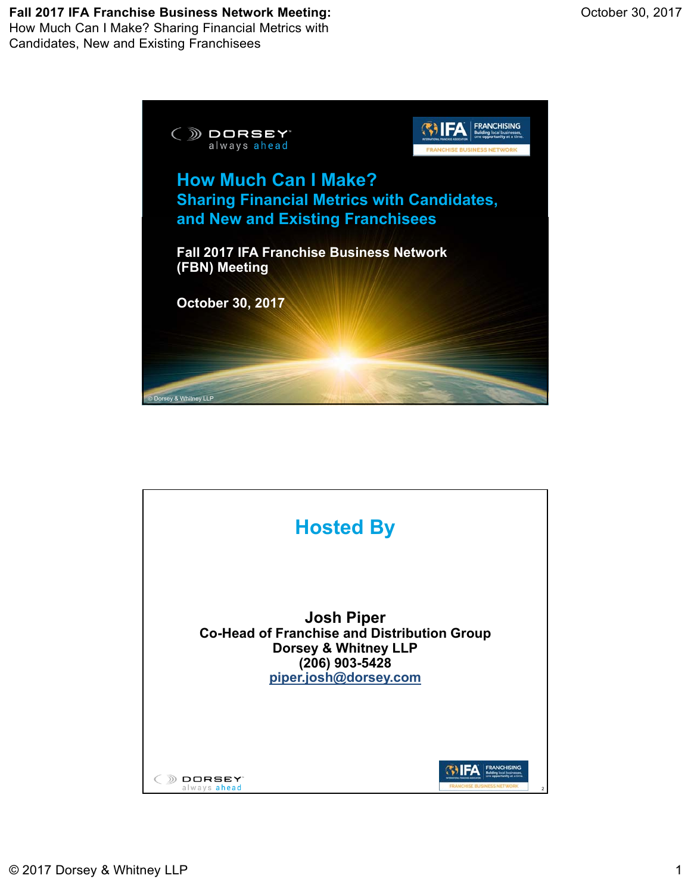# How Much Can I Make?

## Sharing Financial Metrics with Candidates, and New and Existing Franchisees

**Fall 2017 IFA Franchise Business Network (FBN) Meeting**

**October 30, 2017**

© Dorsey & Whitney LLP

## Hosted By

**Josh Piper**
**Co-Head of Franchise and Distribution Group**
**Dorsey & Whitney LLP**
**(206) 903-5428**
**piper.josh@dorsey.com**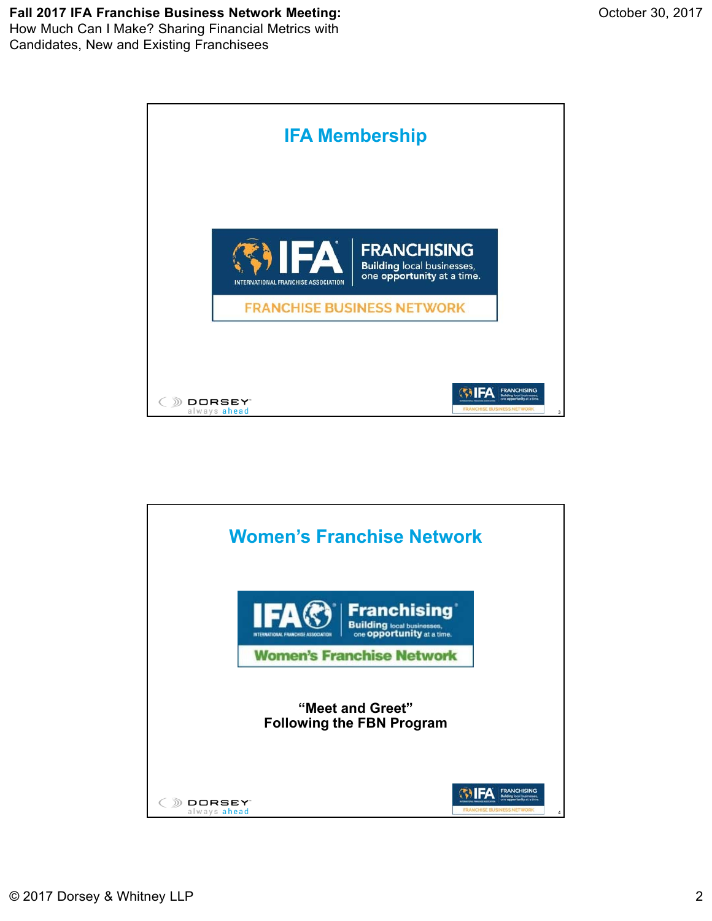## IFA Membership

IFA INTERNATIONAL FRANCHISE ASSOCIATION | FRANCHISING Building local businesses, one opportunity at a time.

FRANCHISE BUSINESS NETWORK

## Women's Franchise Network

IFA INTERNATIONAL FRANCHISE ASSOCIATION | Franchising Building local businesses, one opportunity at a time.

Women's Franchise Network

**"Meet and Greet"**
**Following the FBN Program**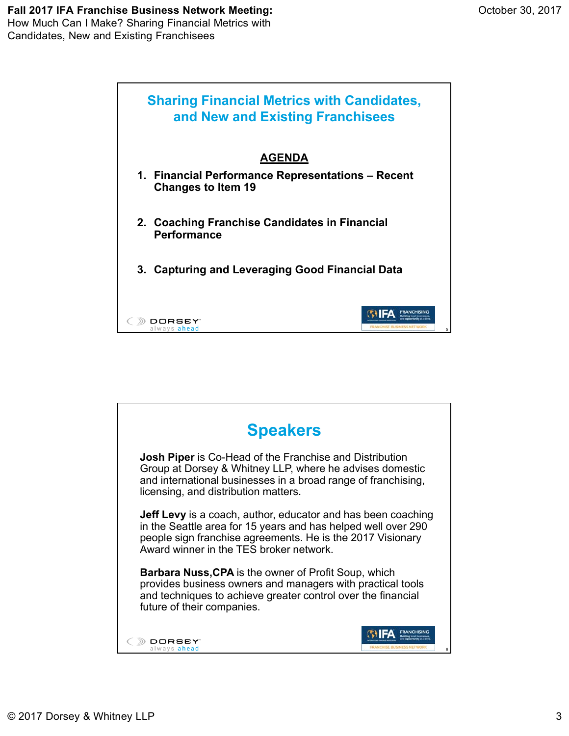## Sharing Financial Metrics with Candidates, and New and Existing Franchisees

**AGENDA**

1. **Financial Performance Representations – Recent Changes to Item 19**
2. **Coaching Franchise Candidates in Financial Performance**
3. **Capturing and Leveraging Good Financial Data**

## Speakers

**Josh Piper** is Co-Head of the Franchise and Distribution Group at Dorsey & Whitney LLP, where he advises domestic and international businesses in a broad range of franchising, licensing, and distribution matters.

**Jeff Levy** is a coach, author, educator and has been coaching in the Seattle area for 15 years and has helped well over 290 people sign franchise agreements. He is the 2017 Visionary Award winner in the TES broker network.

**Barbara Nuss,CPA** is the owner of Profit Soup, which provides business owners and managers with practical tools and techniques to achieve greater control over the financial future of their companies.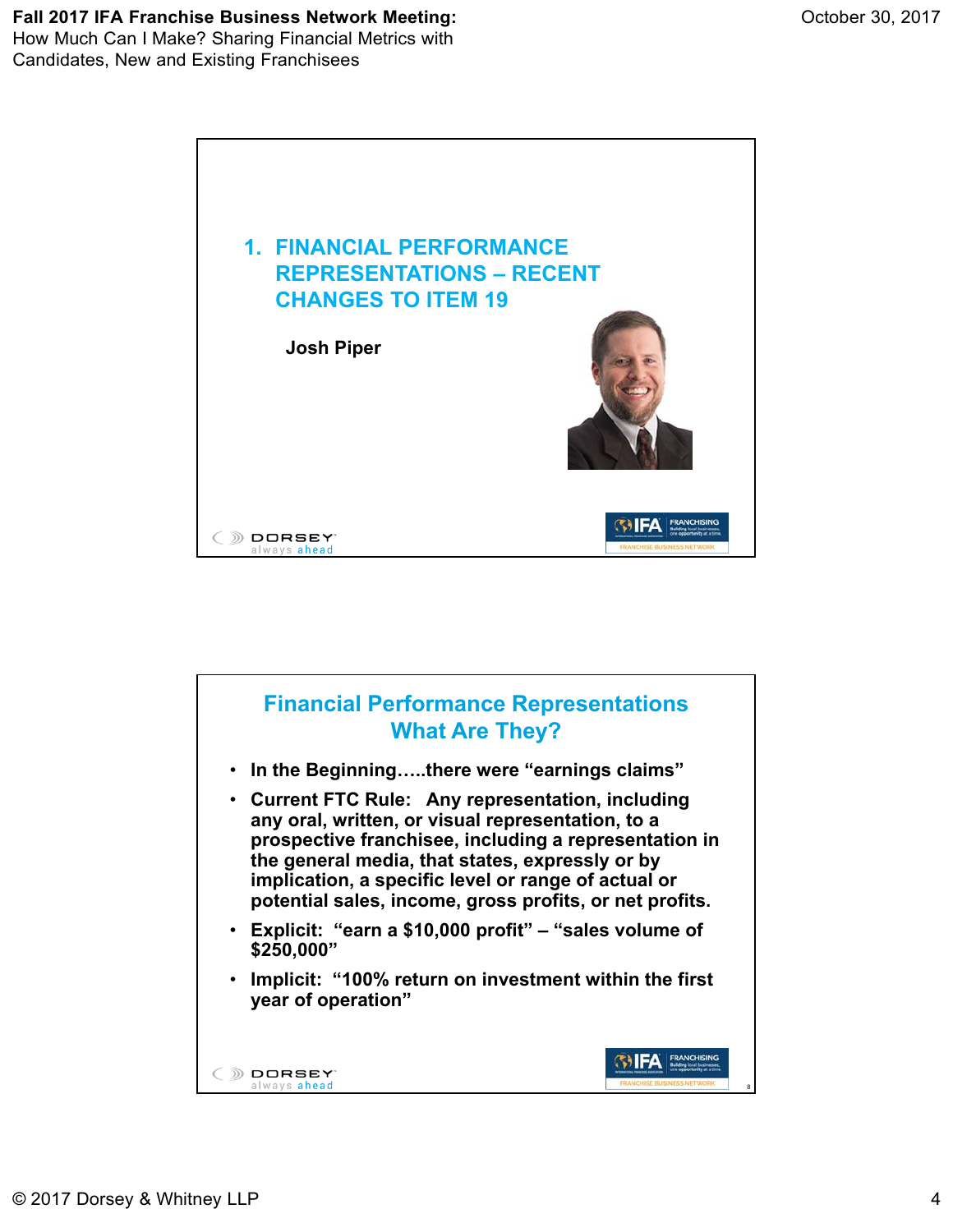## 1. FINANCIAL PERFORMANCE REPRESENTATIONS – RECENT CHANGES TO ITEM 19

**Josh Piper**

## Financial Performance Representations What Are They?

- **In the Beginning…..there were "earnings claims"**
- **Current FTC Rule: Any representation, including any oral, written, or visual representation, to a prospective franchisee, including a representation in the general media, that states, expressly or by implication, a specific level or range of actual or potential sales, income, gross profits, or net profits.**
- **Explicit: "earn a $10,000 profit" – "sales volume of $250,000"**
- **Implicit: "100% return on investment within the first year of operation"**

© 2017 Dorsey & Whitney LLP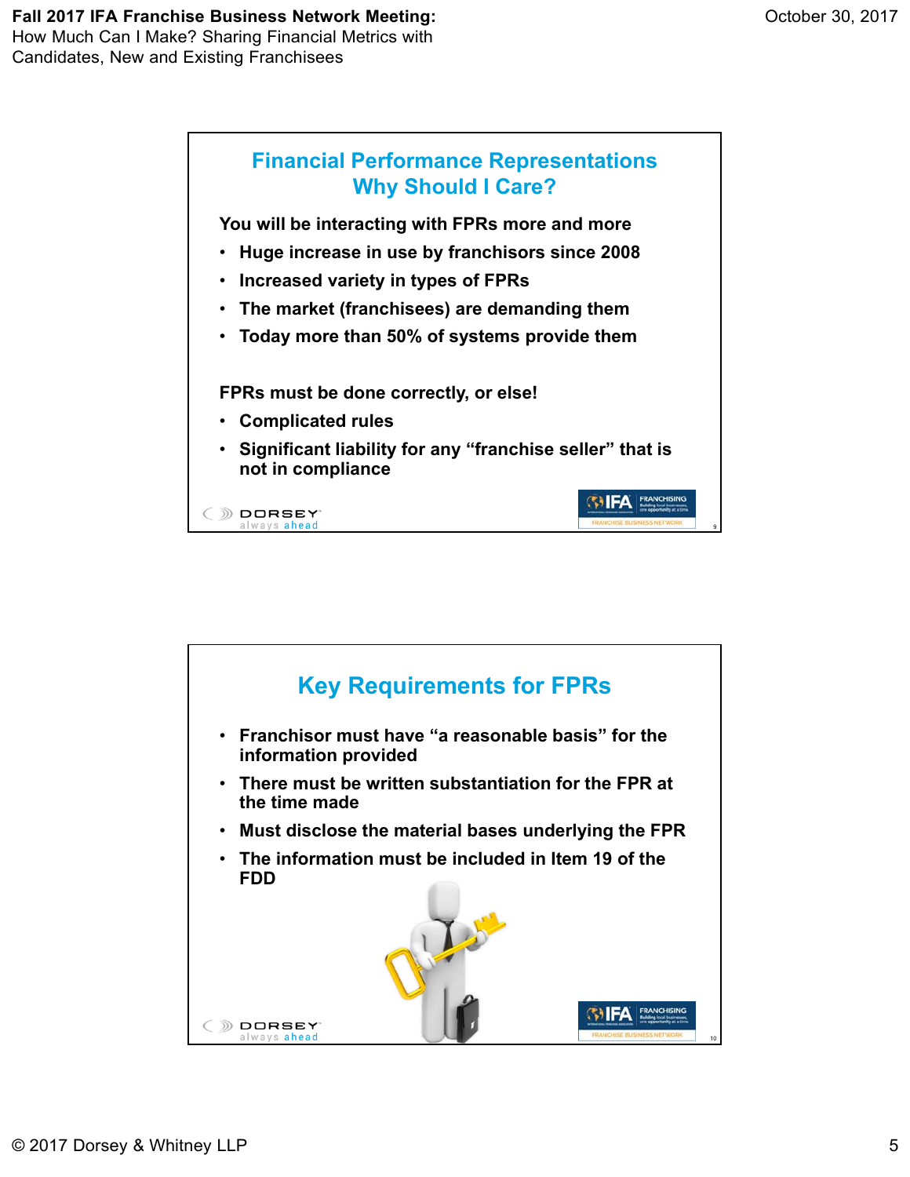## Financial Performance Representations Why Should I Care?

**You will be interacting with FPRs more and more**

- **Huge increase in use by franchisors since 2008**
- **Increased variety in types of FPRs**
- **The market (franchisees) are demanding them**
- **Today more than 50% of systems provide them**

**FPRs must be done correctly, or else!**

- **Complicated rules**
- **Significant liability for any "franchise seller" that is not in compliance**

## Key Requirements for FPRs

- **Franchisor must have "a reasonable basis" for the information provided**
- **There must be written substantiation for the FPR at the time made**
- **Must disclose the material bases underlying the FPR**
- **The information must be included in Item 19 of the FDD**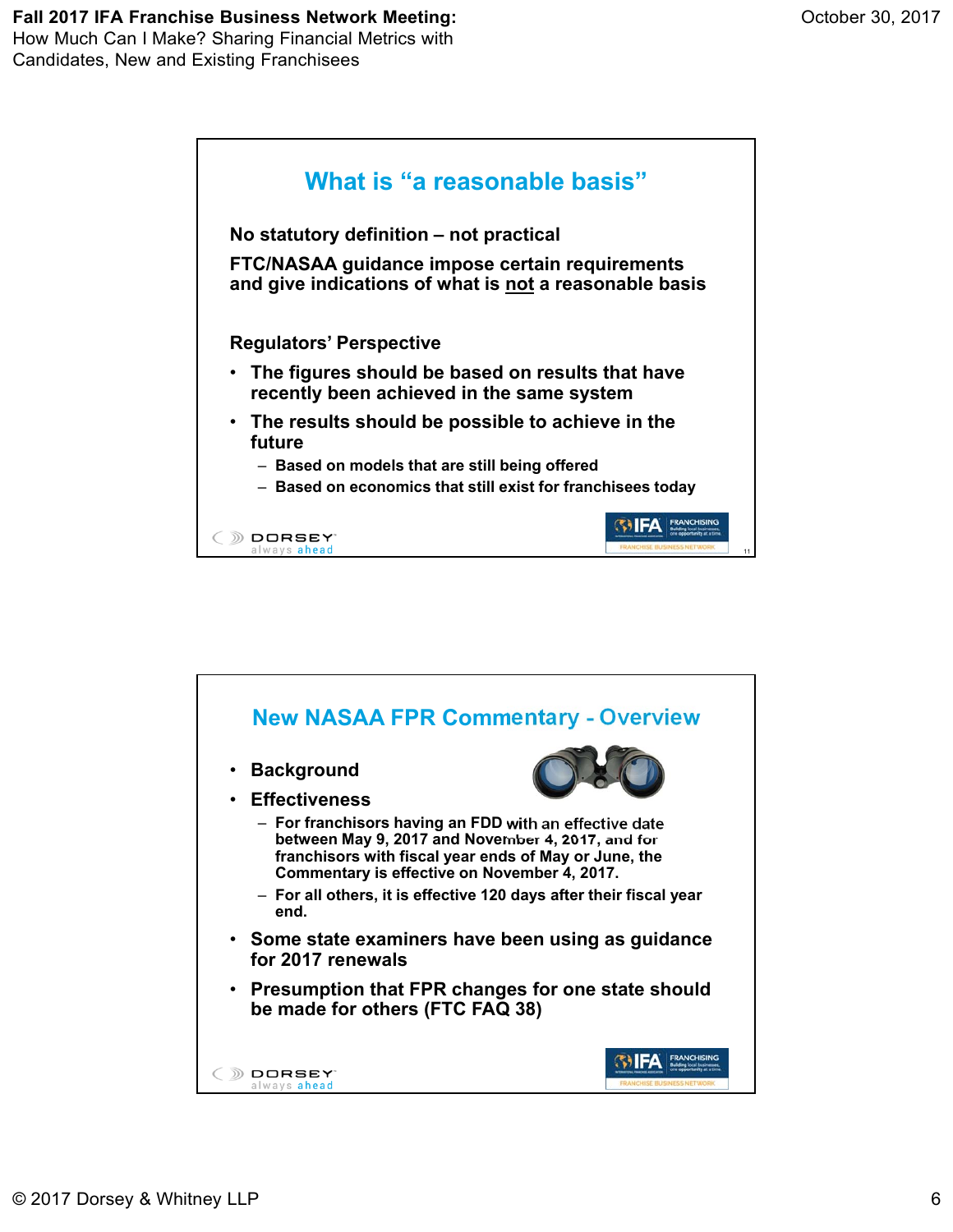## What is "a reasonable basis"

**No statutory definition – not practical**

**FTC/NASAA guidance impose certain requirements and give indications of what is not a reasonable basis**

**Regulators' Perspective**

- **The figures should be based on results that have recently been achieved in the same system**
- **The results should be possible to achieve in the future**
  - **Based on models that are still being offered**
  - **Based on economics that still exist for franchisees today**

## New NASAA FPR Commentary - Overview

- **Background**
- **Effectiveness**
  - **For franchisors having an FDD with an effective date between May 9, 2017 and November 4, 2017, and for franchisors with fiscal year ends of May or June, the Commentary is effective on November 4, 2017.**
  - **For all others, it is effective 120 days after their fiscal year end.**
- **Some state examiners have been using as guidance for 2017 renewals**
- **Presumption that FPR changes for one state should be made for others (FTC FAQ 38)**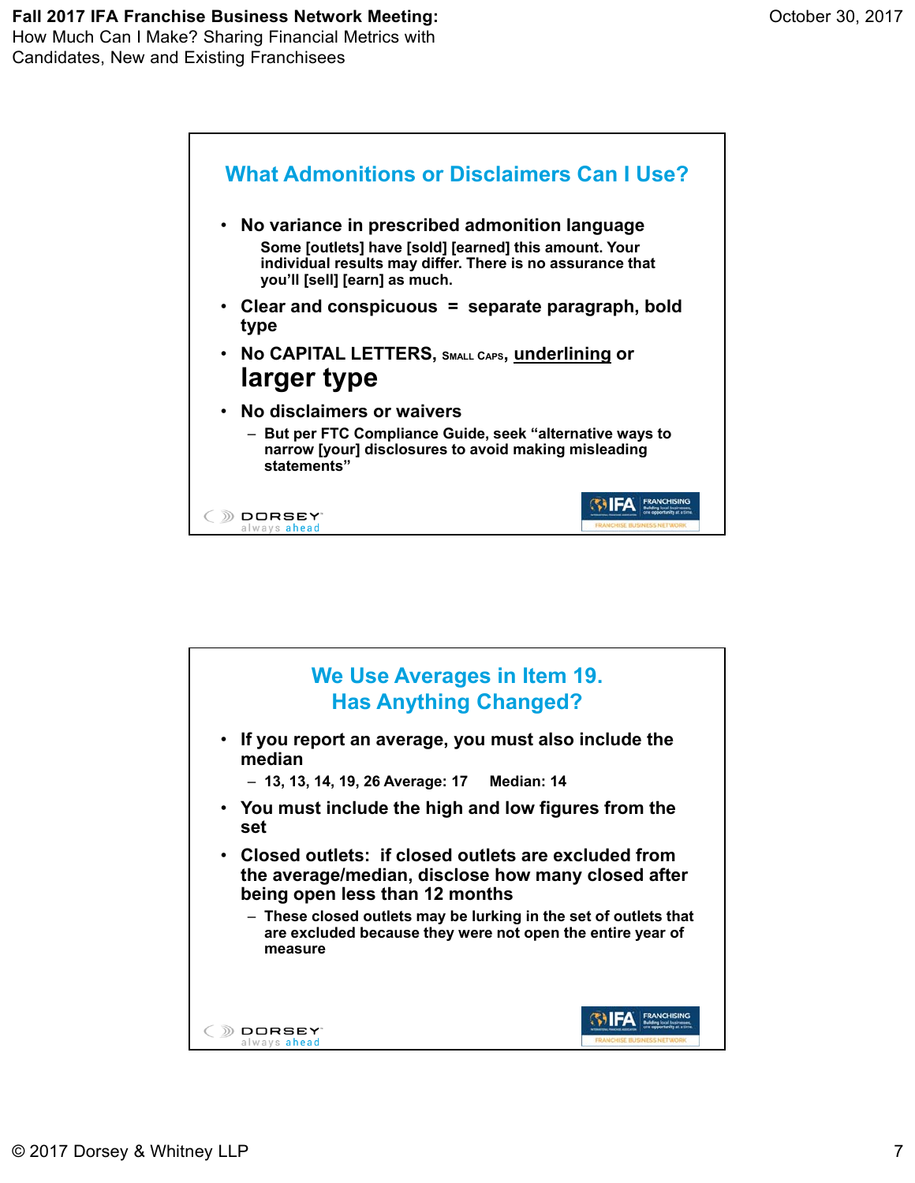## What Admonitions or Disclaimers Can I Use?

- **No variance in prescribed admonition language**
  - **Some [outlets] have [sold] [earned] this amount. Your individual results may differ. There is no assurance that you'll [sell] [earn] as much.**
- **Clear and conspicuous = separate paragraph, bold type**
- **No CAPITAL LETTERS, SMALL CAPS, underlining or larger type**
- **No disclaimers or waivers**
  - **But per FTC Compliance Guide, seek "alternative ways to narrow [your] disclosures to avoid making misleading statements"**

## We Use Averages in Item 19. Has Anything Changed?

- **If you report an average, you must also include the median**
  - **13, 13, 14, 19, 26 Average: 17 Median: 14**
- **You must include the high and low figures from the set**
- **Closed outlets: if closed outlets are excluded from the average/median, disclose how many closed after being open less than 12 months**
  - **These closed outlets may be lurking in the set of outlets that are excluded because they were not open the entire year of measure**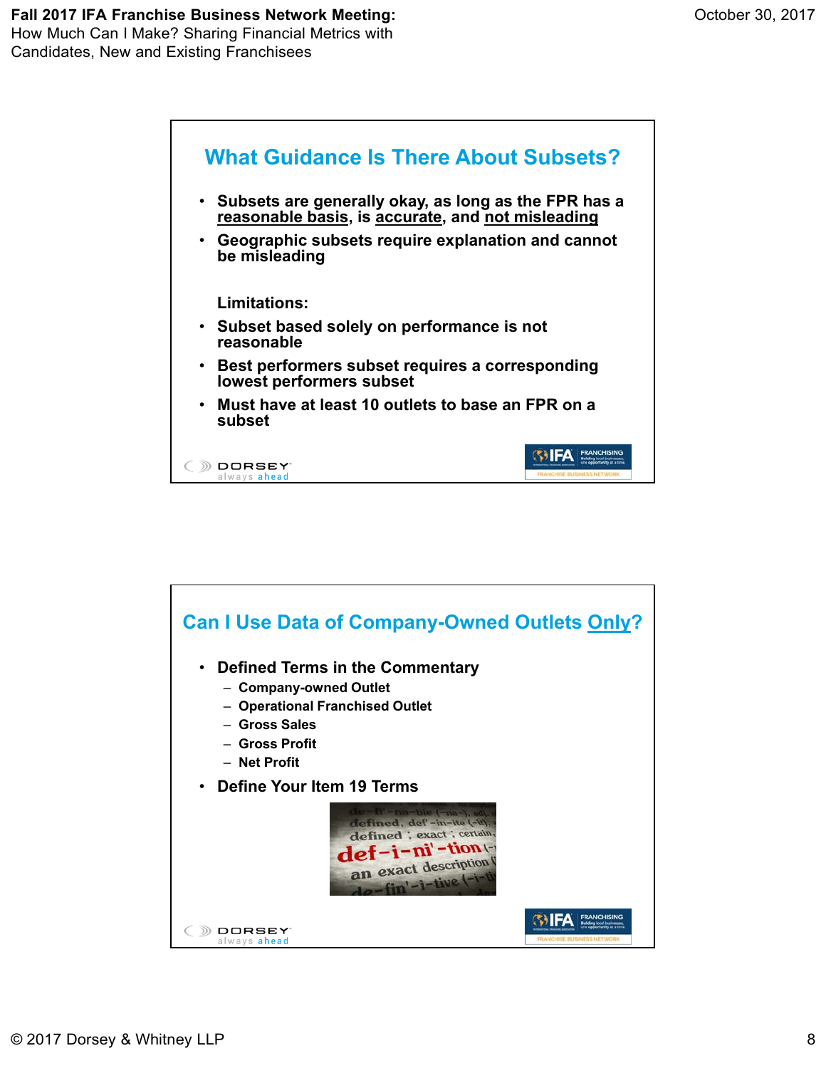## What Guidance Is There About Subsets?

- Subsets are generally okay, as long as the FPR has a reasonable basis, is accurate, and not misleading
- Geographic subsets require explanation and cannot be misleading

Limitations:

- Subset based solely on performance is not reasonable
- Best performers subset requires a corresponding lowest performers subset
- Must have at least 10 outlets to base an FPR on a subset

## Can I Use Data of Company-Owned Outlets Only?

- Defined Terms in the Commentary
  - Company-owned Outlet
  - Operational Franchised Outlet
  - Gross Sales
  - Gross Profit
  - Net Profit
- Define Your Item 19 Terms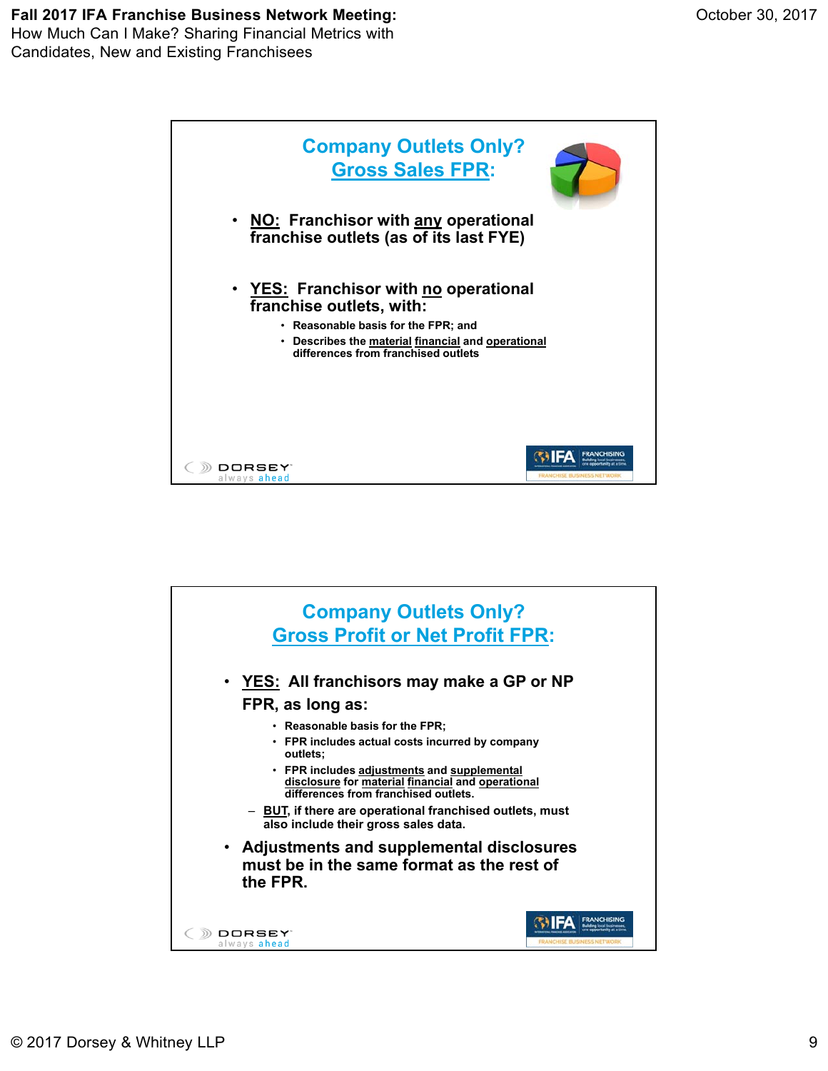## Company Outlets Only? Gross Sales FPR:

- **NO: Franchisor with any operational franchise outlets (as of its last FYE)**
- **YES: Franchisor with no operational franchise outlets, with:**
  - Reasonable basis for the FPR; and
  - Describes the material financial and operational differences from franchised outlets

## Company Outlets Only? Gross Profit or Net Profit FPR:

- **YES: All franchisors may make a GP or NP FPR, as long as:**
  - Reasonable basis for the FPR;
  - FPR includes actual costs incurred by company outlets;
  - FPR includes adjustments and supplemental disclosure for material financial and operational differences from franchised outlets.
  - BUT, if there are operational franchised outlets, must also include their gross sales data.
- **Adjustments and supplemental disclosures must be in the same format as the rest of the FPR.**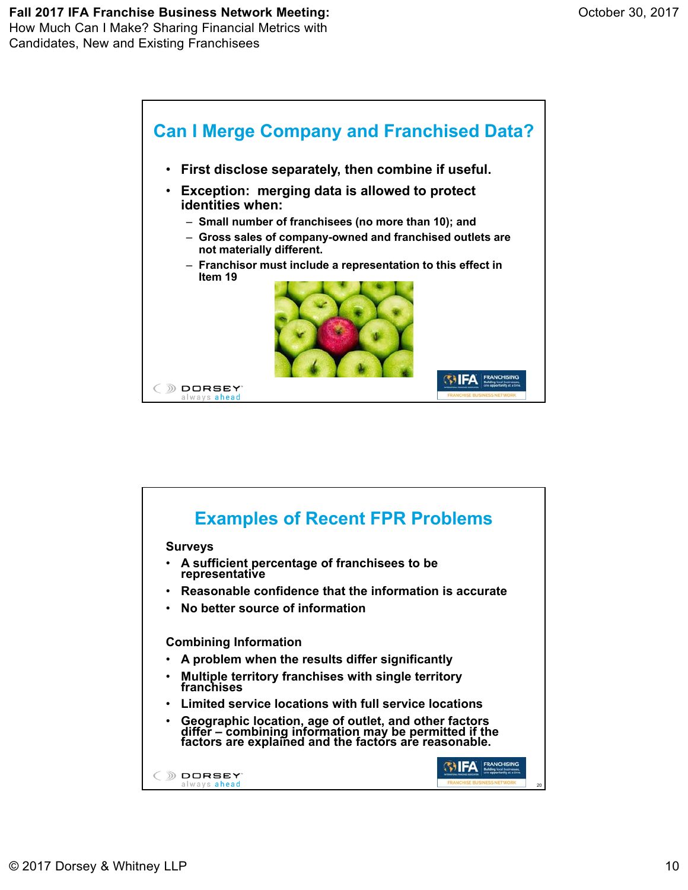## Can I Merge Company and Franchised Data?

- First disclose separately, then combine if useful.
- Exception: merging data is allowed to protect identities when:
  - Small number of franchisees (no more than 10); and
  - Gross sales of company-owned and franchised outlets are not materially different.
  - Franchisor must include a representation to this effect in Item 19

## Examples of Recent FPR Problems

**Surveys**

- A sufficient percentage of franchisees to be representative
- Reasonable confidence that the information is accurate
- No better source of information

**Combining Information**

- A problem when the results differ significantly
- Multiple territory franchises with single territory franchises
- Limited service locations with full service locations
- Geographic location, age of outlet, and other factors differ – combining information may be permitted if the factors are explained and the factors are reasonable.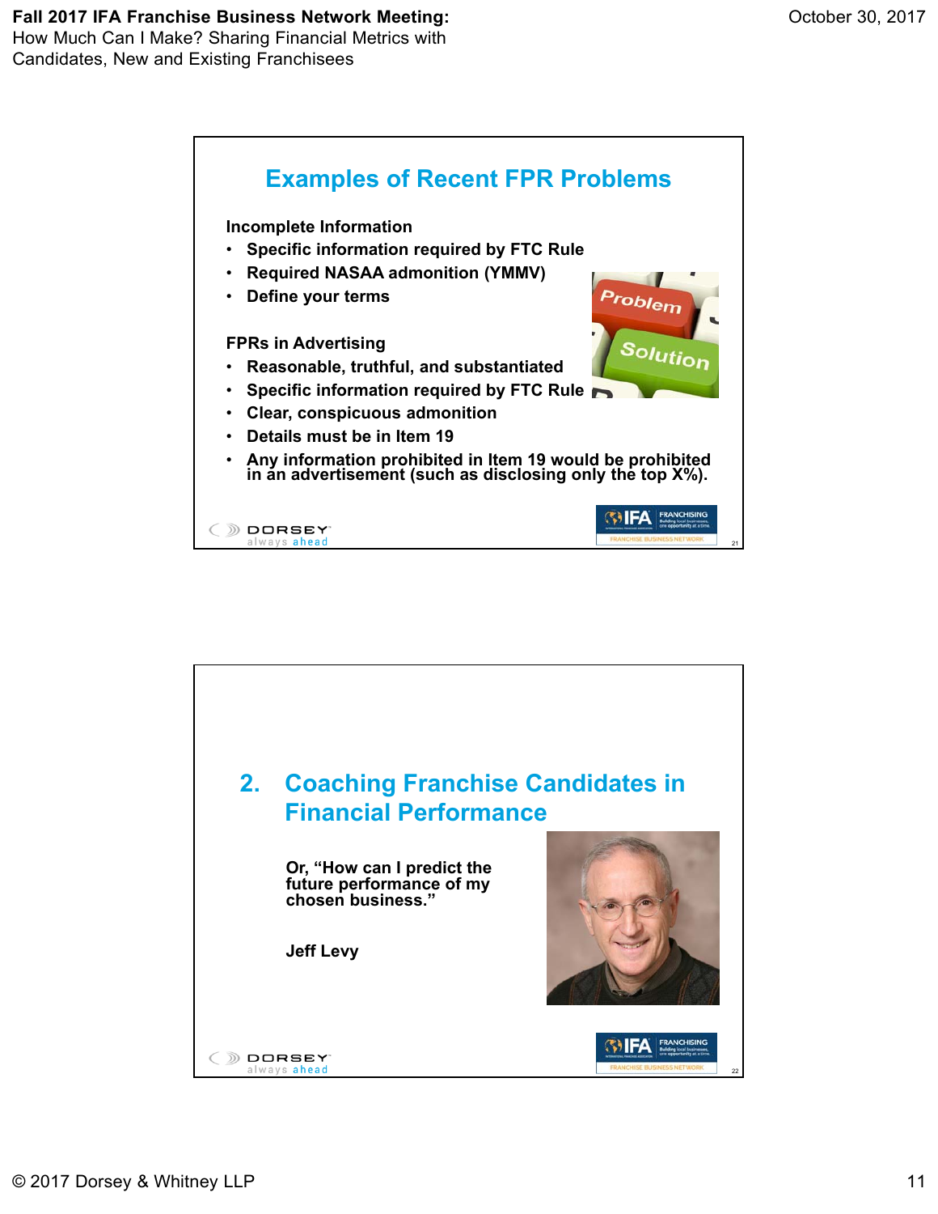## Examples of Recent FPR Problems

**Incomplete Information**

- **Specific information required by FTC Rule**
- **Required NASAA admonition (YMMV)**
- **Define your terms**

**FPRs in Advertising**

- **Reasonable, truthful, and substantiated**
- **Specific information required by FTC Rule**
- **Clear, conspicuous admonition**
- **Details must be in Item 19**
- **Any information prohibited in Item 19 would be prohibited in an advertisement (such as disclosing only the top X%).**

## 2. Coaching Franchise Candidates in Financial Performance

**Or, "How can I predict the future performance of my chosen business."**

**Jeff Levy**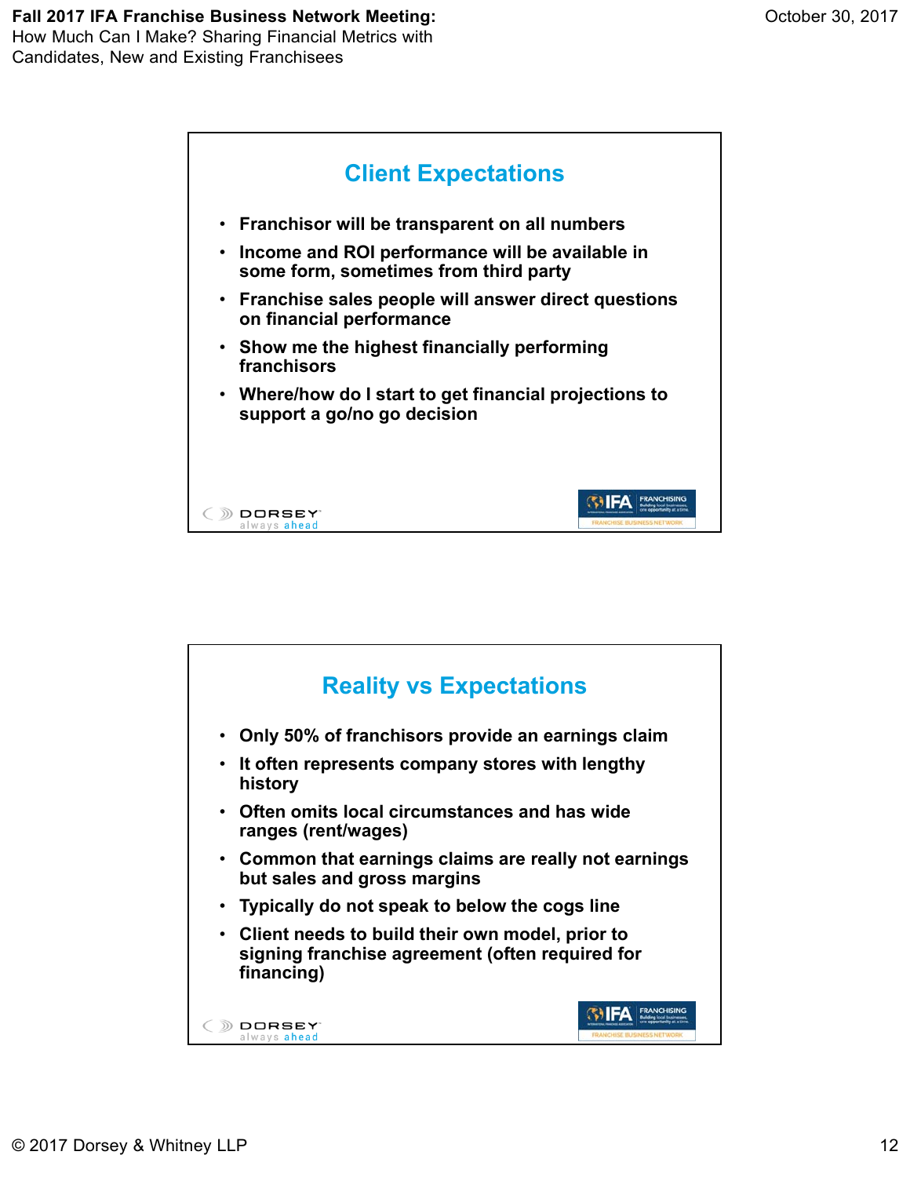## Client Expectations

- Franchisor will be transparent on all numbers
- Income and ROI performance will be available in some form, sometimes from third party
- Franchise sales people will answer direct questions on financial performance
- Show me the highest financially performing franchisors
- Where/how do I start to get financial projections to support a go/no go decision

## Reality vs Expectations

- Only 50% of franchisors provide an earnings claim
- It often represents company stores with lengthy history
- Often omits local circumstances and has wide ranges (rent/wages)
- Common that earnings claims are really not earnings but sales and gross margins
- Typically do not speak to below the cogs line
- Client needs to build their own model, prior to signing franchise agreement (often required for financing)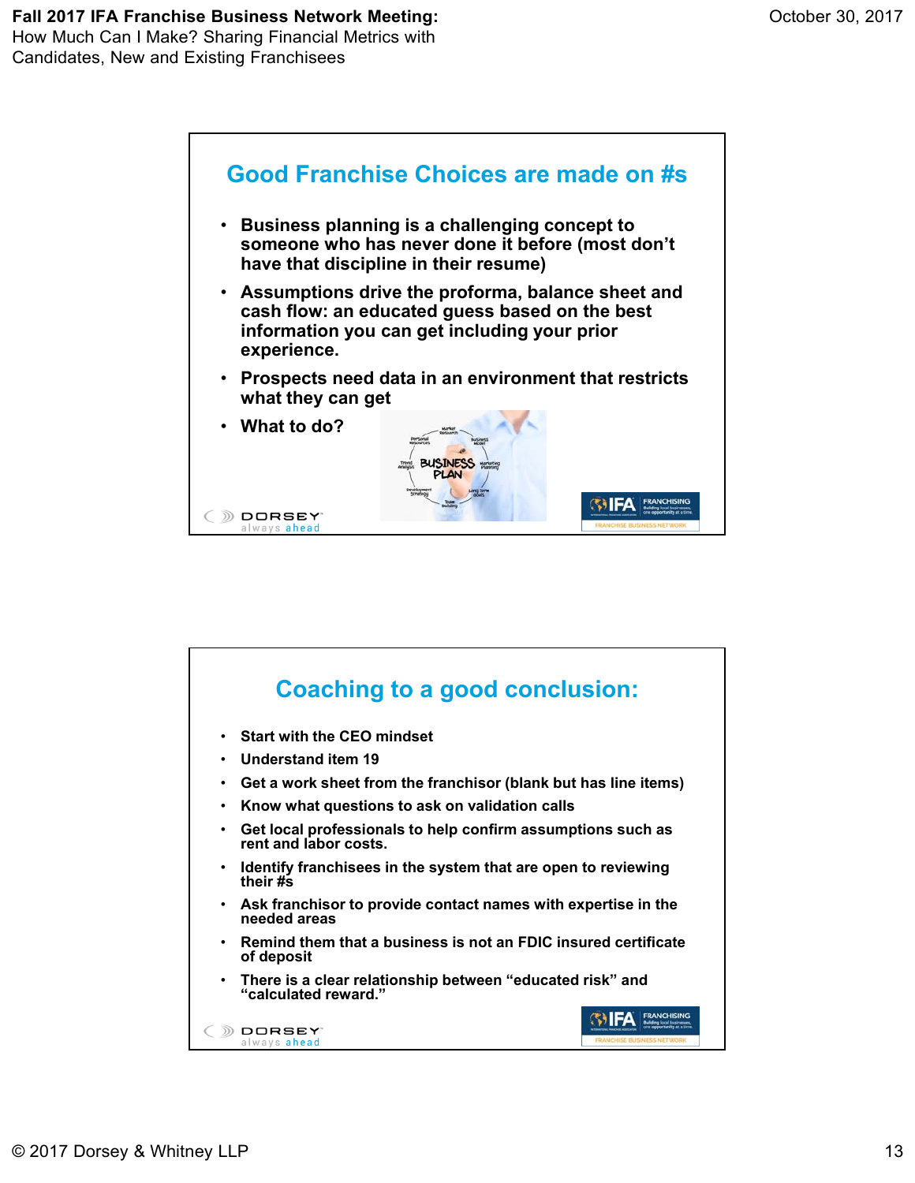## Good Franchise Choices are made on #s

- Business planning is a challenging concept to someone who has never done it before (most don't have that discipline in their resume)
- Assumptions drive the proforma, balance sheet and cash flow: an educated guess based on the best information you can get including your prior experience.
- Prospects need data in an environment that restricts what they can get
- What to do?

## Coaching to a good conclusion:

- Start with the CEO mindset
- Understand item 19
- Get a work sheet from the franchisor (blank but has line items)
- Know what questions to ask on validation calls
- Get local professionals to help confirm assumptions such as rent and labor costs.
- Identify franchisees in the system that are open to reviewing their #s
- Ask franchisor to provide contact names with expertise in the needed areas
- Remind them that a business is not an FDIC insured certificate of deposit
- There is a clear relationship between "educated risk" and "calculated reward."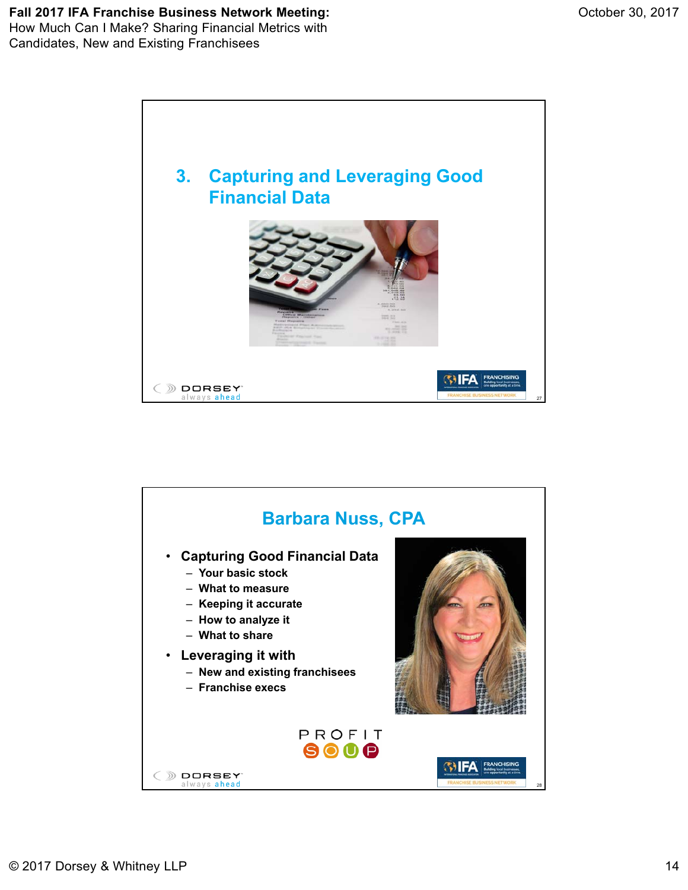## 3. Capturing and Leveraging Good Financial Data

## Barbara Nuss, CPA

- Capturing Good Financial Data
  - Your basic stock
  - What to measure
  - Keeping it accurate
  - How to analyze it
  - What to share
- Leveraging it with
  - New and existing franchisees
  - Franchise execs

PROFIT SOUP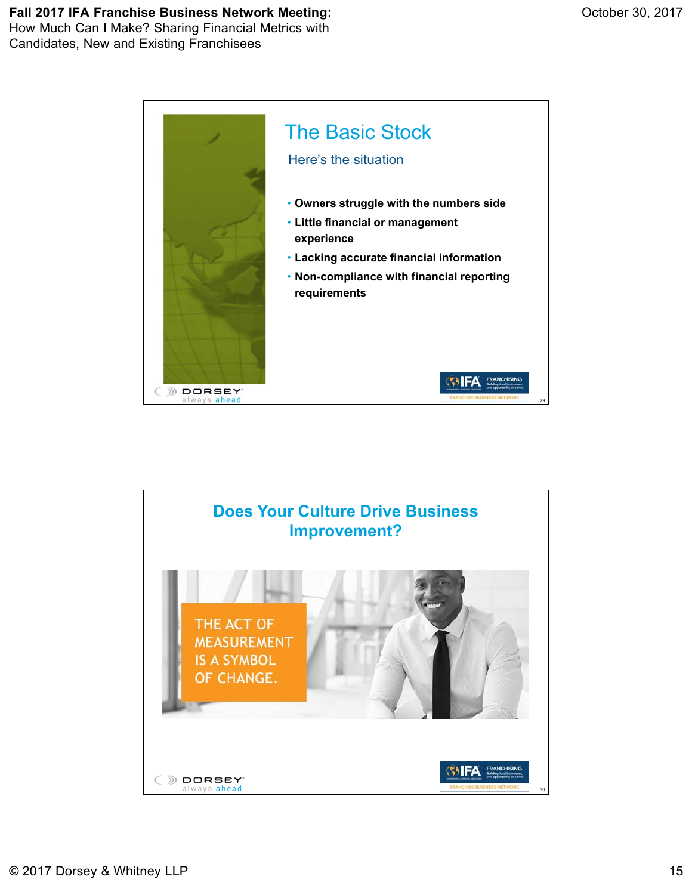## The Basic Stock

### Here's the situation

- **Owners struggle with the numbers side**
- **Little financial or management experience**
- **Lacking accurate financial information**
- **Non-compliance with financial reporting requirements**

## Does Your Culture Drive Business Improvement?

THE ACT OF MEASUREMENT IS A SYMBOL OF CHANGE.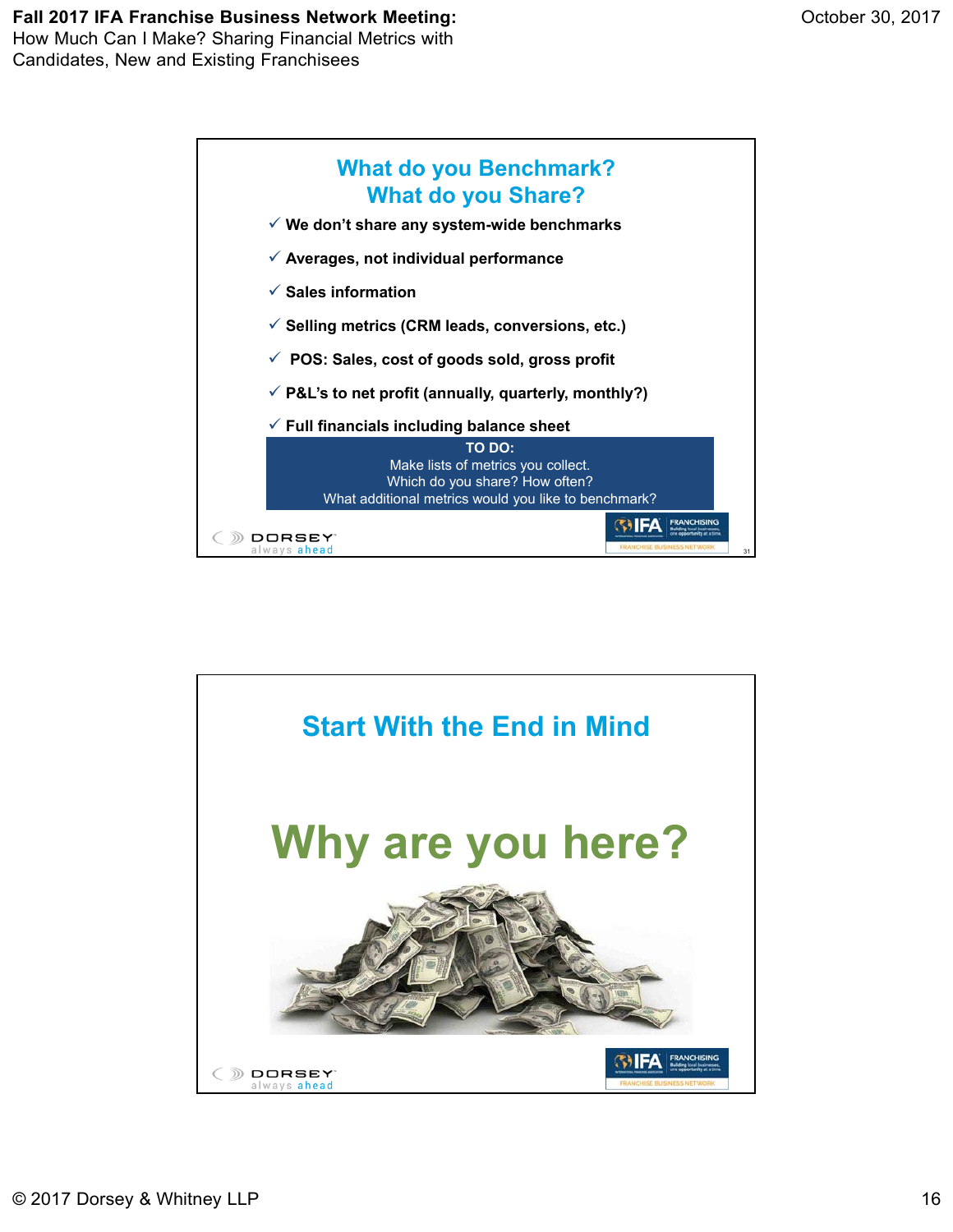## What do you Benchmark? What do you Share?

- ✓ We don't share any system-wide benchmarks
- ✓ Averages, not individual performance
- ✓ Sales information
- ✓ Selling metrics (CRM leads, conversions, etc.)
- ✓ POS: Sales, cost of goods sold, gross profit
- ✓ P&L's to net profit (annually, quarterly, monthly?)
- ✓ Full financials including balance sheet

**TO DO:**
Make lists of metrics you collect.
Which do you share? How often?
What additional metrics would you like to benchmark?

## Start With the End in Mind

# Why are you here?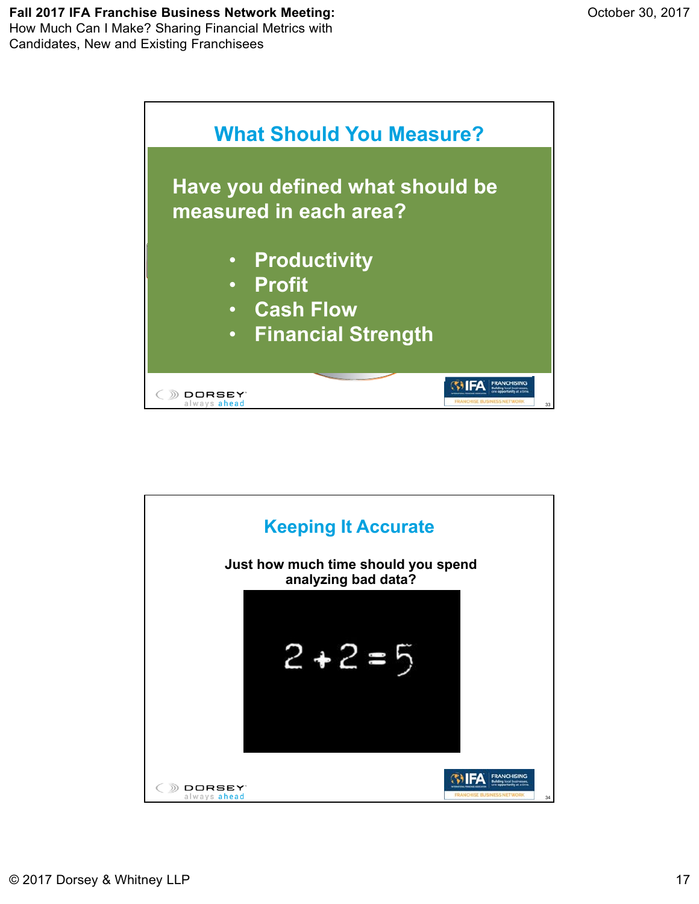## What Should You Measure?

**Have you defined what should be measured in each area?**

- **Productivity**
- **Profit**
- **Cash Flow**
- **Financial Strength**

## Keeping It Accurate

**Just how much time should you spend analyzing bad data?**

2 + 2 = 5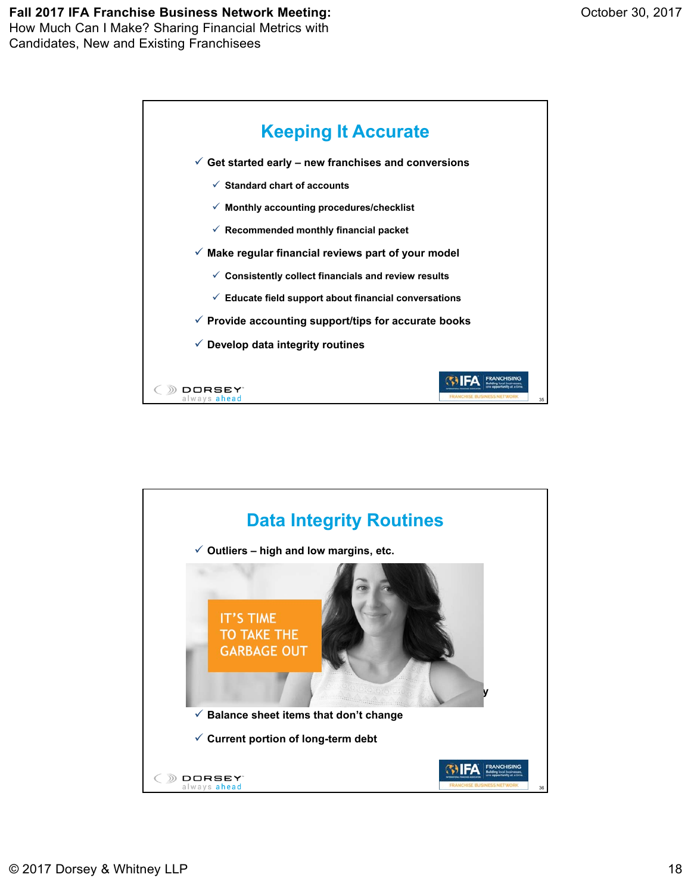## Keeping It Accurate

- Get started early – new franchises and conversions
  - Standard chart of accounts
  - Monthly accounting procedures/checklist
  - Recommended monthly financial packet
- Make regular financial reviews part of your model
  - Consistently collect financials and review results
  - Educate field support about financial conversations
- Provide accounting support/tips for accurate books
- Develop data integrity routines

## Data Integrity Routines

- Outliers – high and low margins, etc.

IT'S TIME TO TAKE THE GARBAGE OUT

- Balance sheet items that don't change
- Current portion of long-term debt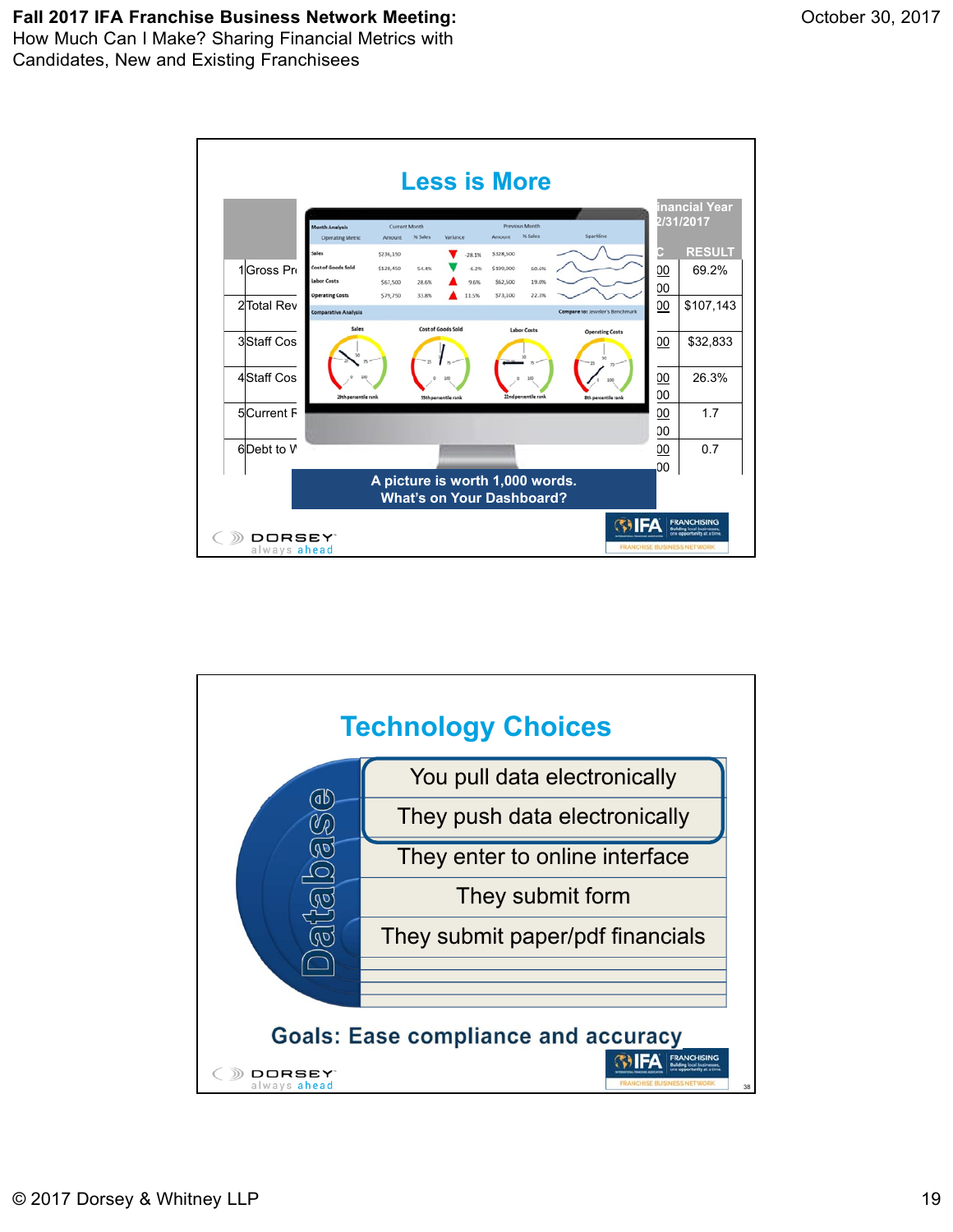## Less is More

| | | Financial Year 2/31/2017 | |
|---|---|---|---|
| | | C | RESULT |
| 1 | Gross Pr | 00 / 00 | 69.2% |
| 2 | Total Rev | 00 | $107,143 |
| 3 | Staff Cos | 00 | $32,833 |
| 4 | Staff Cos | 00 / 00 | 26.3% |
| 5 | Current F | 00 / 00 | 1.7 |
| 6 | Debt to W | 00 / 00 | 0.7 |

| Month Analysis | Current Month | | | Previous Month | | Sparkline |
|---|---|---|---|---|---|---|
| Operating Metric | Amount | % Sales | Variance | Amount | % Sales | |
| Sales | $236,150 | | -28.1% | $328,500 | | |
| Cost of Goods Sold | $128,450 | 54.4% | -6.2% | $199,000 | 60.6% | |
| Labor Costs | $67,500 | 28.6% | 9.6% | $62,500 | 19.0% | |
| Operating Costs | $79,750 | 33.8% | 11.5% | $73,100 | 22.3% | |

Comparative Analysis — Compare to: Jeweler's Benchmark

- Sales: 29th percentile rank
- Cost of Goods Sold: 55th percentile rank
- Labor Costs: 22nd percentile rank
- Operating Costs: 8th percentile rank

**A picture is worth 1,000 words.**
**What's on Your Dashboard?**

DORSEY always ahead

IFA FRANCHISING — Building local businesses, one opportunity at a time. FRANCHISE BUSINESS NETWORK

## Technology Choices

Database

- You pull data electronically
- They push data electronically
- They enter to online interface
- They submit form
- They submit paper/pdf financials

**Goals: Ease compliance and accuracy**

DORSEY always ahead

IFA FRANCHISING — Building local businesses, one opportunity at a time. FRANCHISE BUSINESS NETWORK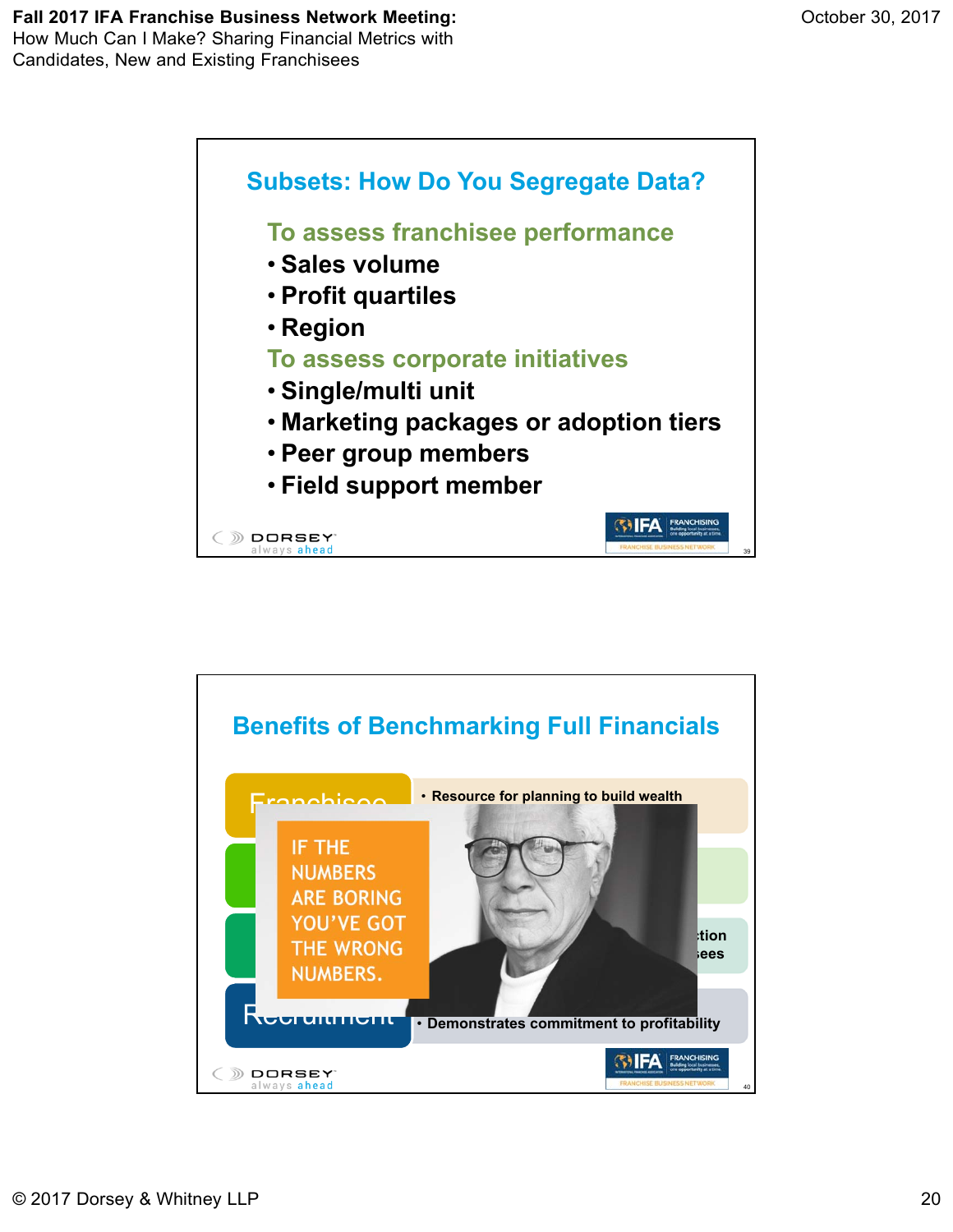## Subsets: How Do You Segregate Data?

**To assess franchisee performance**

- **Sales volume**
- **Profit quartiles**
- **Region**

**To assess corporate initiatives**

- **Single/multi unit**
- **Marketing packages or adoption tiers**
- **Peer group members**
- **Field support member**

## Benefits of Benchmarking Full Financials

Franchisee

- **Resource for planning to build wealth**

IF THE NUMBERS ARE BORING YOU'VE GOT THE WRONG NUMBERS.

...tion
...ees

Recruitment

- **Demonstrates commitment to profitability**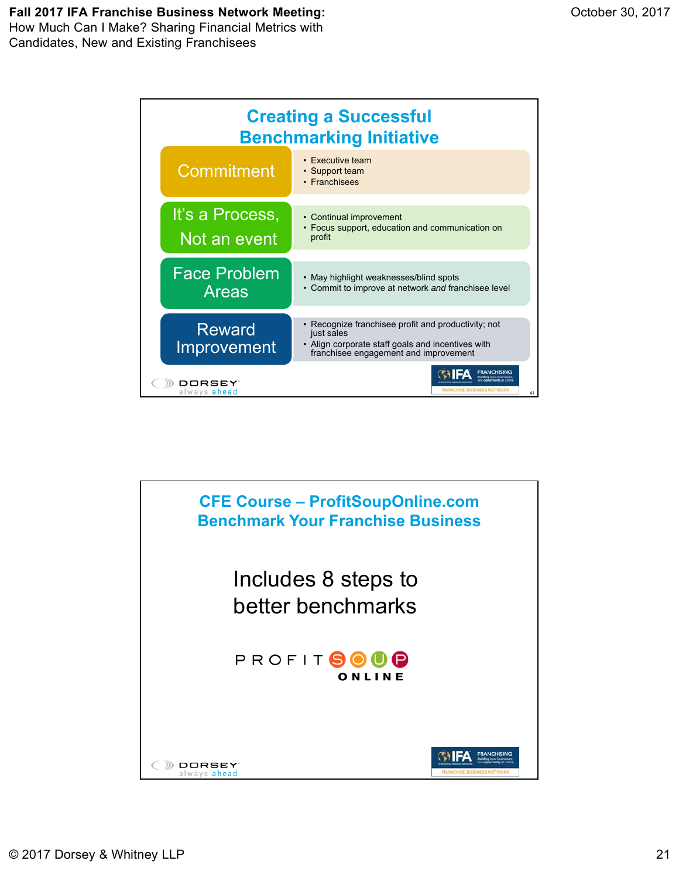## Creating a Successful Benchmarking Initiative

| | |
|---|---|
| Commitment | • Executive team<br>• Support team<br>• Franchisees |
| It's a Process, Not an event | • Continual improvement<br>• Focus support, education and communication on profit |
| Face Problem Areas | • May highlight weaknesses/blind spots<br>• Commit to improve at network *and* franchisee level |
| Reward Improvement | • Recognize franchisee profit and productivity; not just sales<br>• Align corporate staff goals and incentives with franchisee engagement and improvement |

## CFE Course – ProfitSoupOnline.com Benchmark Your Franchise Business

Includes 8 steps to better benchmarks

PROFIT SOUP ONLINE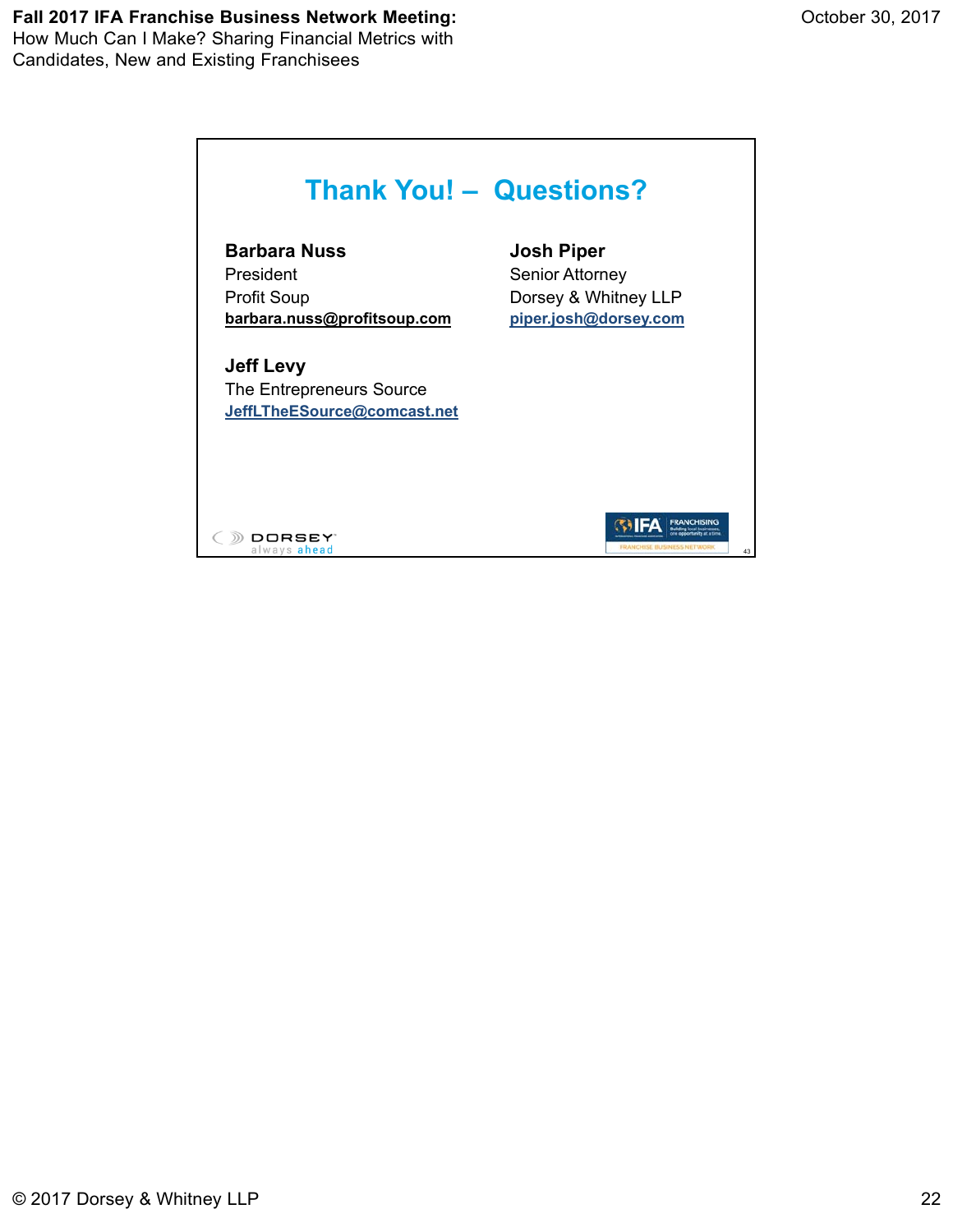# Thank You! – Questions?

**Barbara Nuss**
President
Profit Soup
**barbara.nuss@profitsoup.com**

**Josh Piper**
Senior Attorney
Dorsey & Whitney LLP
**piper.josh@dorsey.com**

**Jeff Levy**
The Entrepreneurs Source
**JeffLTheESource@comcast.net**